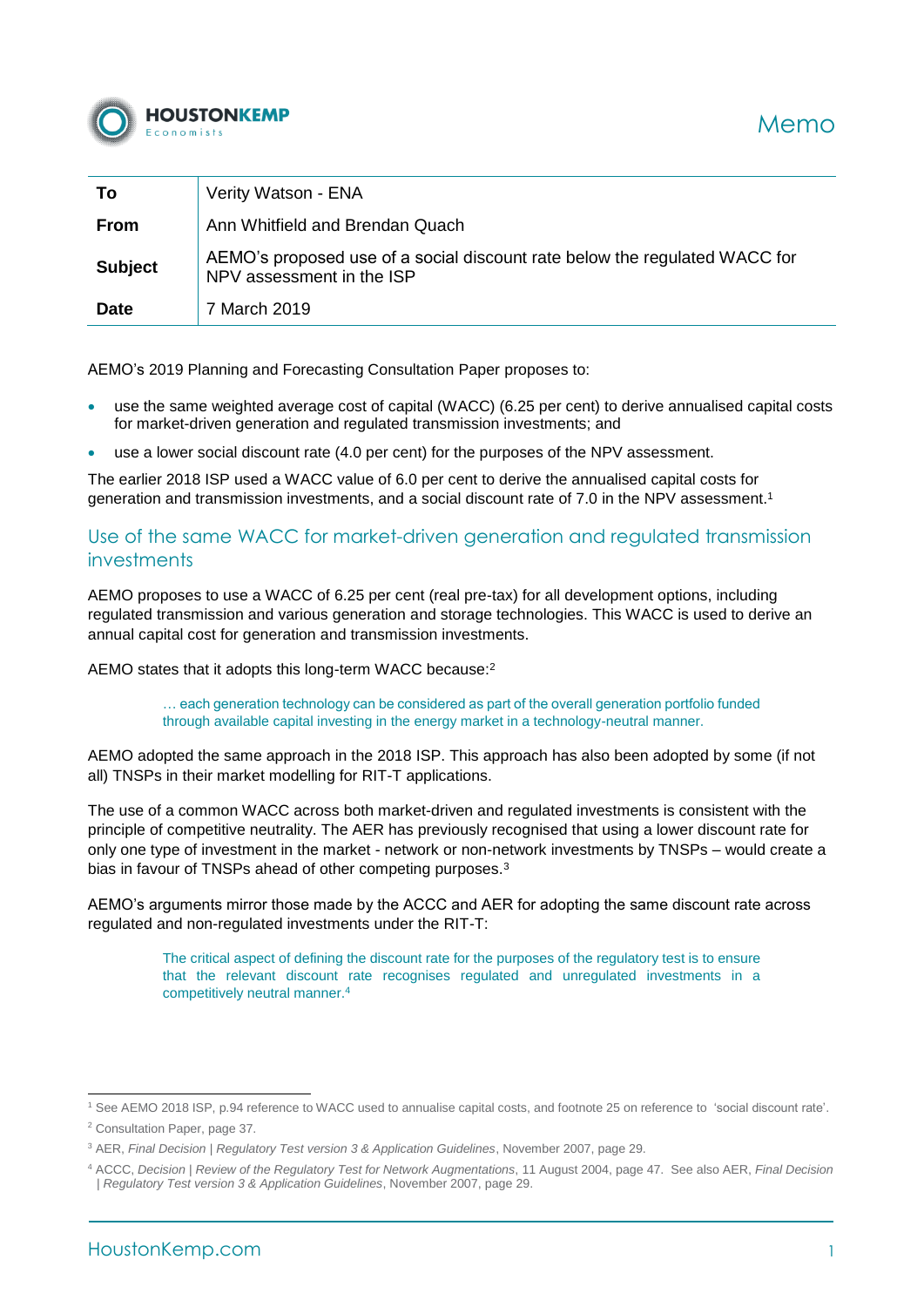# Memo

| | |
|---|---|
| **To** | Verity Watson - ENA |
| **From** | Ann Whitfield and Brendan Quach |
| **Subject** | AEMO's proposed use of a social discount rate below the regulated WACC for NPV assessment in the ISP |
| **Date** | 7 March 2019 |

AEMO's 2019 Planning and Forecasting Consultation Paper proposes to:

- use the same weighted average cost of capital (WACC) (6.25 per cent) to derive annualised capital costs for market-driven generation and regulated transmission investments; and
- use a lower social discount rate (4.0 per cent) for the purposes of the NPV assessment.

The earlier 2018 ISP used a WACC value of 6.0 per cent to derive the annualised capital costs for generation and transmission investments, and a social discount rate of 7.0 in the NPV assessment.[1]

## Use of the same WACC for market-driven generation and regulated transmission investments

AEMO proposes to use a WACC of 6.25 per cent (real pre-tax) for all development options, including regulated transmission and various generation and storage technologies. This WACC is used to derive an annual capital cost for generation and transmission investments.

AEMO states that it adopts this long-term WACC because:[2]

> … each generation technology can be considered as part of the overall generation portfolio funded through available capital investing in the energy market in a technology-neutral manner.

AEMO adopted the same approach in the 2018 ISP. This approach has also been adopted by some (if not all) TNSPs in their market modelling for RIT-T applications.

The use of a common WACC across both market-driven and regulated investments is consistent with the principle of competitive neutrality. The AER has previously recognised that using a lower discount rate for only one type of investment in the market - network or non-network investments by TNSPs – would create a bias in favour of TNSPs ahead of other competing purposes.[3]

AEMO's arguments mirror those made by the ACCC and AER for adopting the same discount rate across regulated and non-regulated investments under the RIT-T:

> The critical aspect of defining the discount rate for the purposes of the regulatory test is to ensure that the relevant discount rate recognises regulated and unregulated investments in a competitively neutral manner.[4]

---

[1] See AEMO 2018 ISP, p.94 reference to WACC used to annualise capital costs, and footnote 25 on reference to 'social discount rate'.

[2] Consultation Paper, page 37.

[3] AER, *Final Decision | Regulatory Test version 3 & Application Guidelines*, November 2007, page 29.

[4] ACCC, *Decision | Review of the Regulatory Test for Network Augmentations*, 11 August 2004, page 47. See also AER, *Final Decision | Regulatory Test version 3 & Application Guidelines*, November 2007, page 29.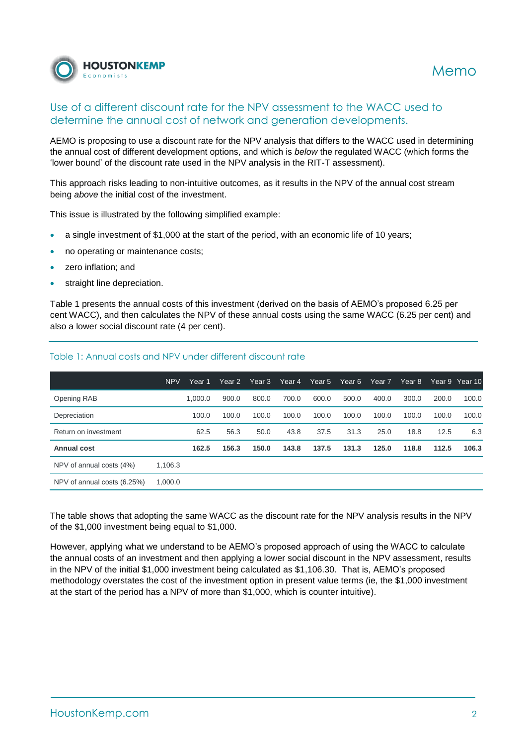## Use of a different discount rate for the NPV assessment to the WACC used to determine the annual cost of network and generation developments.

AEMO is proposing to use a discount rate for the NPV analysis that differs to the WACC used in determining the annual cost of different development options, and which is *below* the regulated WACC (which forms the 'lower bound' of the discount rate used in the NPV analysis in the RIT-T assessment).

This approach risks leading to non-intuitive outcomes, as it results in the NPV of the annual cost stream being *above* the initial cost of the investment.

This issue is illustrated by the following simplified example:

- a single investment of $1,000 at the start of the period, with an economic life of 10 years;
- no operating or maintenance costs;
- zero inflation; and
- straight line depreciation.

Table 1 presents the annual costs of this investment (derived on the basis of AEMO's proposed 6.25 per cent WACC), and then calculates the NPV of these annual costs using the same WACC (6.25 per cent) and also a lower social discount rate (4 per cent).

Table 1: Annual costs and NPV under different discount rate

| | NPV | Year 1 | Year 2 | Year 3 | Year 4 | Year 5 | Year 6 | Year 7 | Year 8 | Year 9 | Year 10 |
|---|---|---|---|---|---|---|---|---|---|---|---|
| Opening RAB | | 1,000.0 | 900.0 | 800.0 | 700.0 | 600.0 | 500.0 | 400.0 | 300.0 | 200.0 | 100.0 |
| Depreciation | | 100.0 | 100.0 | 100.0 | 100.0 | 100.0 | 100.0 | 100.0 | 100.0 | 100.0 | 100.0 |
| Return on investment | | 62.5 | 56.3 | 50.0 | 43.8 | 37.5 | 31.3 | 25.0 | 18.8 | 12.5 | 6.3 |
| **Annual cost** | | **162.5** | **156.3** | **150.0** | **143.8** | **137.5** | **131.3** | **125.0** | **118.8** | **112.5** | **106.3** |
| NPV of annual costs (4%) | 1,106.3 | | | | | | | | | | |
| NPV of annual costs (6.25%) | 1,000.0 | | | | | | | | | | |

The table shows that adopting the same WACC as the discount rate for the NPV analysis results in the NPV of the $1,000 investment being equal to $1,000.

However, applying what we understand to be AEMO's proposed approach of using the WACC to calculate the annual costs of an investment and then applying a lower social discount in the NPV assessment, results in the NPV of the initial $1,000 investment being calculated as $1,106.30. That is, AEMO's proposed methodology overstates the cost of the investment option in present value terms (ie, the $1,000 investment at the start of the period has a NPV of more than $1,000, which is counter intuitive).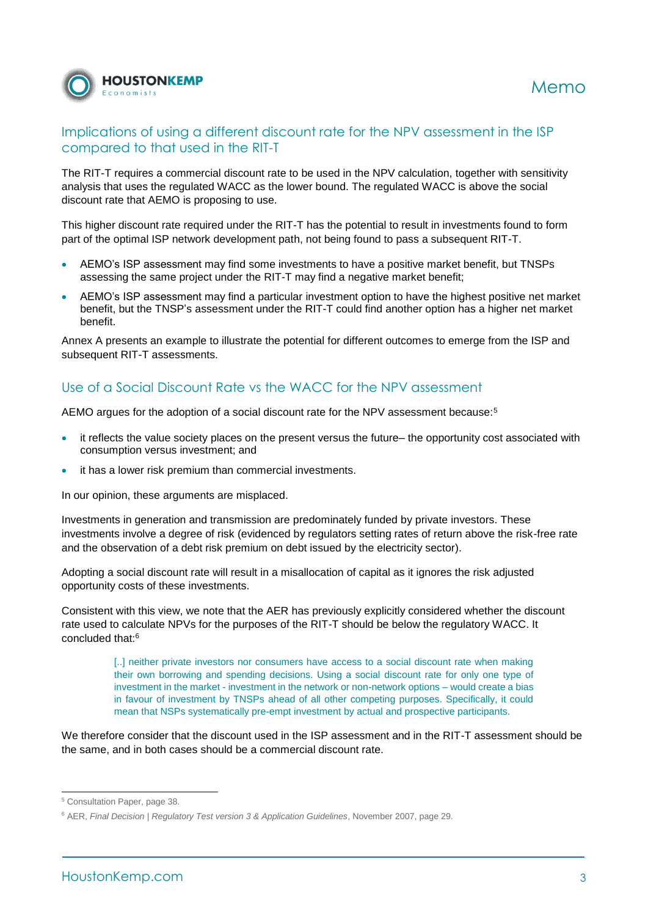## Implications of using a different discount rate for the NPV assessment in the ISP compared to that used in the RIT-T

The RIT-T requires a commercial discount rate to be used in the NPV calculation, together with sensitivity analysis that uses the regulated WACC as the lower bound. The regulated WACC is above the social discount rate that AEMO is proposing to use.

This higher discount rate required under the RIT-T has the potential to result in investments found to form part of the optimal ISP network development path, not being found to pass a subsequent RIT-T.

- AEMO's ISP assessment may find some investments to have a positive market benefit, but TNSPs assessing the same project under the RIT-T may find a negative market benefit;
- AEMO's ISP assessment may find a particular investment option to have the highest positive net market benefit, but the TNSP's assessment under the RIT-T could find another option has a higher net market benefit.

Annex A presents an example to illustrate the potential for different outcomes to emerge from the ISP and subsequent RIT-T assessments.

## Use of a Social Discount Rate vs the WACC for the NPV assessment

AEMO argues for the adoption of a social discount rate for the NPV assessment because:[5]

- it reflects the value society places on the present versus the future– the opportunity cost associated with consumption versus investment; and
- it has a lower risk premium than commercial investments.

In our opinion, these arguments are misplaced.

Investments in generation and transmission are predominately funded by private investors. These investments involve a degree of risk (evidenced by regulators setting rates of return above the risk-free rate and the observation of a debt risk premium on debt issued by the electricity sector).

Adopting a social discount rate will result in a misallocation of capital as it ignores the risk adjusted opportunity costs of these investments.

Consistent with this view, we note that the AER has previously explicitly considered whether the discount rate used to calculate NPVs for the purposes of the RIT-T should be below the regulatory WACC. It concluded that:[6]

> [..] neither private investors nor consumers have access to a social discount rate when making their own borrowing and spending decisions. Using a social discount rate for only one type of investment in the market - investment in the network or non-network options – would create a bias in favour of investment by TNSPs ahead of all other competing purposes. Specifically, it could mean that NSPs systematically pre-empt investment by actual and prospective participants.

We therefore consider that the discount used in the ISP assessment and in the RIT-T assessment should be the same, and in both cases should be a commercial discount rate.

---

[5] Consultation Paper, page 38.

[6] AER, *Final Decision* | *Regulatory Test version 3 & Application Guidelines*, November 2007, page 29.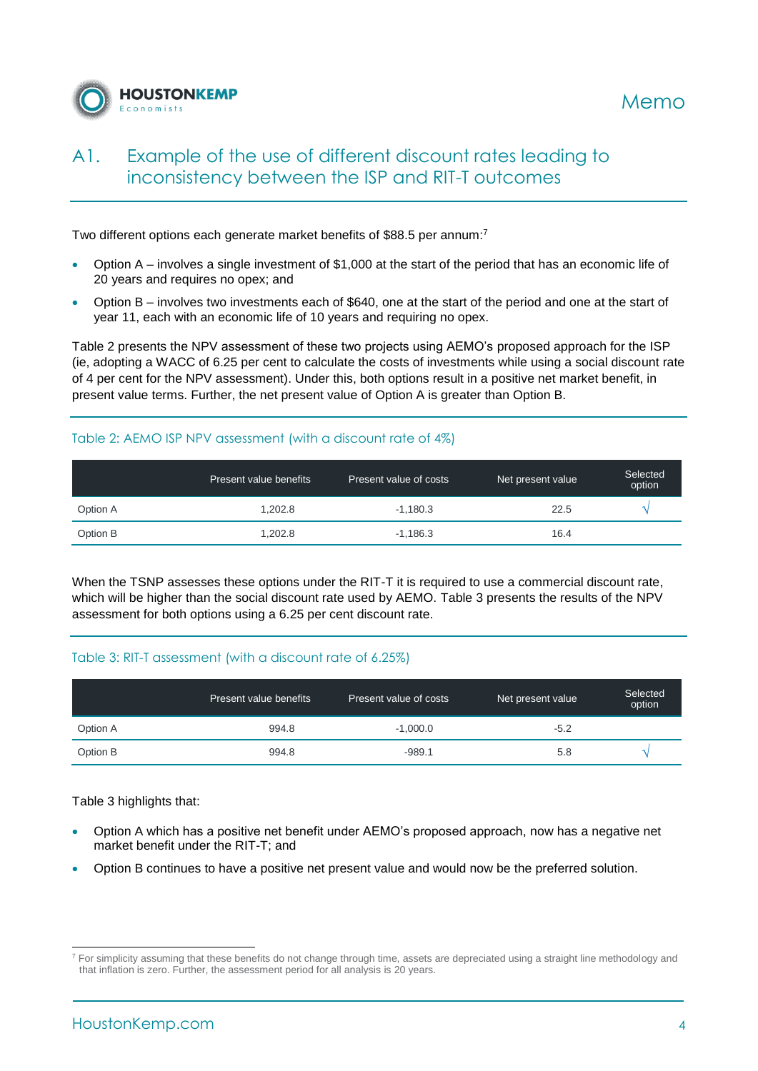## A1. Example of the use of different discount rates leading to inconsistency between the ISP and RIT-T outcomes

Two different options each generate market benefits of $88.5 per annum:[7]

- Option A – involves a single investment of $1,000 at the start of the period that has an economic life of 20 years and requires no opex; and
- Option B – involves two investments each of $640, one at the start of the period and one at the start of year 11, each with an economic life of 10 years and requiring no opex.

Table 2 presents the NPV assessment of these two projects using AEMO's proposed approach for the ISP (ie, adopting a WACC of 6.25 per cent to calculate the costs of investments while using a social discount rate of 4 per cent for the NPV assessment). Under this, both options result in a positive net market benefit, in present value terms. Further, the net present value of Option A is greater than Option B.

Table 2: AEMO ISP NPV assessment (with a discount rate of 4%)

| | Present value benefits | Present value of costs | Net present value | Selected option |
|---|---|---|---|---|
| Option A | 1,202.8 | -1,180.3 | 22.5 | √ |
| Option B | 1,202.8 | -1,186.3 | 16.4 | |

When the TSNP assesses these options under the RIT-T it is required to use a commercial discount rate, which will be higher than the social discount rate used by AEMO. Table 3 presents the results of the NPV assessment for both options using a 6.25 per cent discount rate.

Table 3: RIT-T assessment (with a discount rate of 6.25%)

| | Present value benefits | Present value of costs | Net present value | Selected option |
|---|---|---|---|---|
| Option A | 994.8 | -1,000.0 | -5.2 | |
| Option B | 994.8 | -989.1 | 5.8 | √ |

Table 3 highlights that:

- Option A which has a positive net benefit under AEMO's proposed approach, now has a negative net market benefit under the RIT-T; and
- Option B continues to have a positive net present value and would now be the preferred solution.

[7] For simplicity assuming that these benefits do not change through time, assets are depreciated using a straight line methodology and that inflation is zero. Further, the assessment period for all analysis is 20 years.